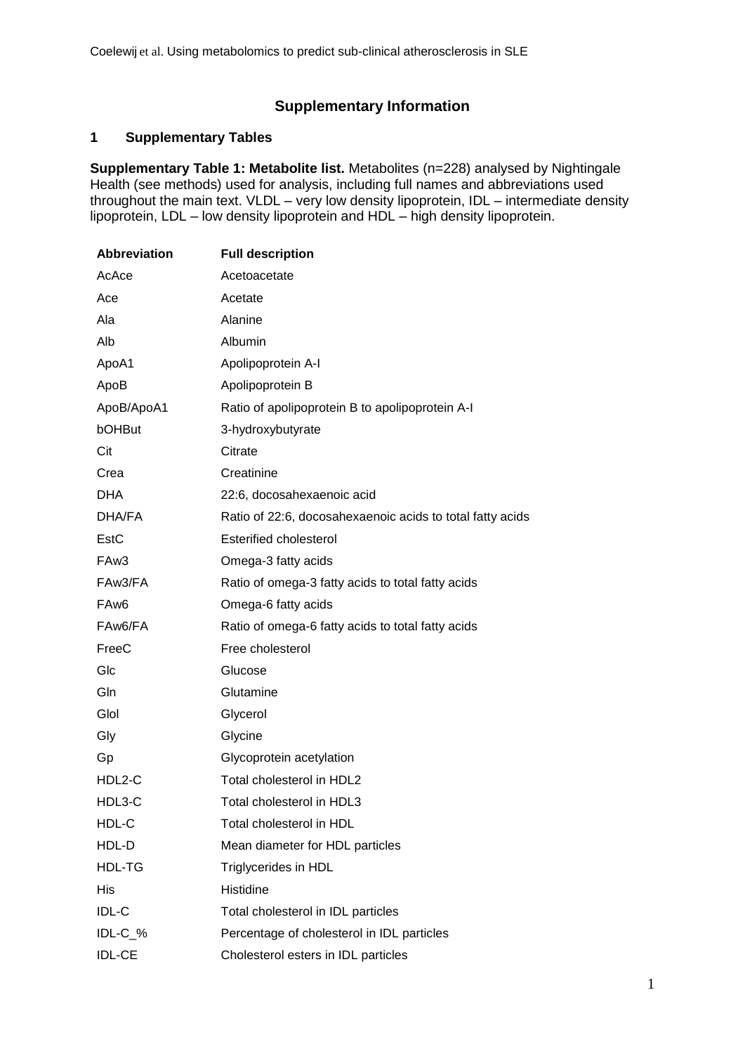# Supplementary Information

## 1 Supplementary Tables

**Supplementary Table 1: Metabolite list.** Metabolites (n=228) analysed by Nightingale Health (see methods) used for analysis, including full names and abbreviations used throughout the main text. VLDL – very low density lipoprotein, IDL – intermediate density lipoprotein, LDL – low density lipoprotein and HDL – high density lipoprotein.

| Abbreviation | Full description |
|---|---|
| AcAce | Acetoacetate |
| Ace | Acetate |
| Ala | Alanine |
| Alb | Albumin |
| ApoA1 | Apolipoprotein A-I |
| ApoB | Apolipoprotein B |
| ApoB/ApoA1 | Ratio of apolipoprotein B to apolipoprotein A-I |
| bOHBut | 3-hydroxybutyrate |
| Cit | Citrate |
| Crea | Creatinine |
| DHA | 22:6, docosahexaenoic acid |
| DHA/FA | Ratio of 22:6, docosahexaenoic acids to total fatty acids |
| EstC | Esterified cholesterol |
| FAw3 | Omega-3 fatty acids |
| FAw3/FA | Ratio of omega-3 fatty acids to total fatty acids |
| FAw6 | Omega-6 fatty acids |
| FAw6/FA | Ratio of omega-6 fatty acids to total fatty acids |
| FreeC | Free cholesterol |
| Glc | Glucose |
| Gln | Glutamine |
| Glol | Glycerol |
| Gly | Glycine |
| Gp | Glycoprotein acetylation |
| HDL2-C | Total cholesterol in HDL2 |
| HDL3-C | Total cholesterol in HDL3 |
| HDL-C | Total cholesterol in HDL |
| HDL-D | Mean diameter for HDL particles |
| HDL-TG | Triglycerides in HDL |
| His | Histidine |
| IDL-C | Total cholesterol in IDL particles |
| IDL-C_% | Percentage of cholesterol in IDL particles |
| IDL-CE | Cholesterol esters in IDL particles |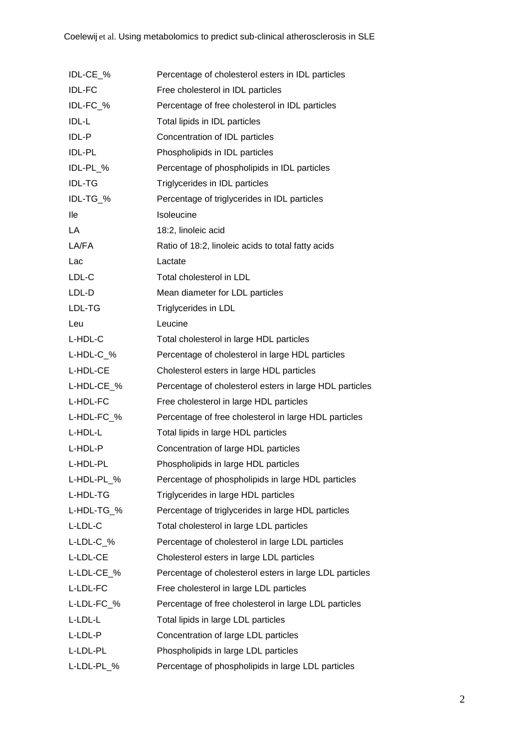| | |
|---|---|
| IDL-CE_% | Percentage of cholesterol esters in IDL particles |
| IDL-FC | Free cholesterol in IDL particles |
| IDL-FC_% | Percentage of free cholesterol in IDL particles |
| IDL-L | Total lipids in IDL particles |
| IDL-P | Concentration of IDL particles |
| IDL-PL | Phospholipids in IDL particles |
| IDL-PL_% | Percentage of phospholipids in IDL particles |
| IDL-TG | Triglycerides in IDL particles |
| IDL-TG_% | Percentage of triglycerides in IDL particles |
| Ile | Isoleucine |
| LA | 18:2, linoleic acid |
| LA/FA | Ratio of 18:2, linoleic acids to total fatty acids |
| Lac | Lactate |
| LDL-C | Total cholesterol in LDL |
| LDL-D | Mean diameter for LDL particles |
| LDL-TG | Triglycerides in LDL |
| Leu | Leucine |
| L-HDL-C | Total cholesterol in large HDL particles |
| L-HDL-C_% | Percentage of cholesterol in large HDL particles |
| L-HDL-CE | Cholesterol esters in large HDL particles |
| L-HDL-CE_% | Percentage of cholesterol esters in large HDL particles |
| L-HDL-FC | Free cholesterol in large HDL particles |
| L-HDL-FC_% | Percentage of free cholesterol in large HDL particles |
| L-HDL-L | Total lipids in large HDL particles |
| L-HDL-P | Concentration of large HDL particles |
| L-HDL-PL | Phospholipids in large HDL particles |
| L-HDL-PL_% | Percentage of phospholipids in large HDL particles |
| L-HDL-TG | Triglycerides in large HDL particles |
| L-HDL-TG_% | Percentage of triglycerides in large HDL particles |
| L-LDL-C | Total cholesterol in large LDL particles |
| L-LDL-C_% | Percentage of cholesterol in large LDL particles |
| L-LDL-CE | Cholesterol esters in large LDL particles |
| L-LDL-CE_% | Percentage of cholesterol esters in large LDL particles |
| L-LDL-FC | Free cholesterol in large LDL particles |
| L-LDL-FC_% | Percentage of free cholesterol in large LDL particles |
| L-LDL-L | Total lipids in large LDL particles |
| L-LDL-P | Concentration of large LDL particles |
| L-LDL-PL | Phospholipids in large LDL particles |
| L-LDL-PL_% | Percentage of phospholipids in large LDL particles |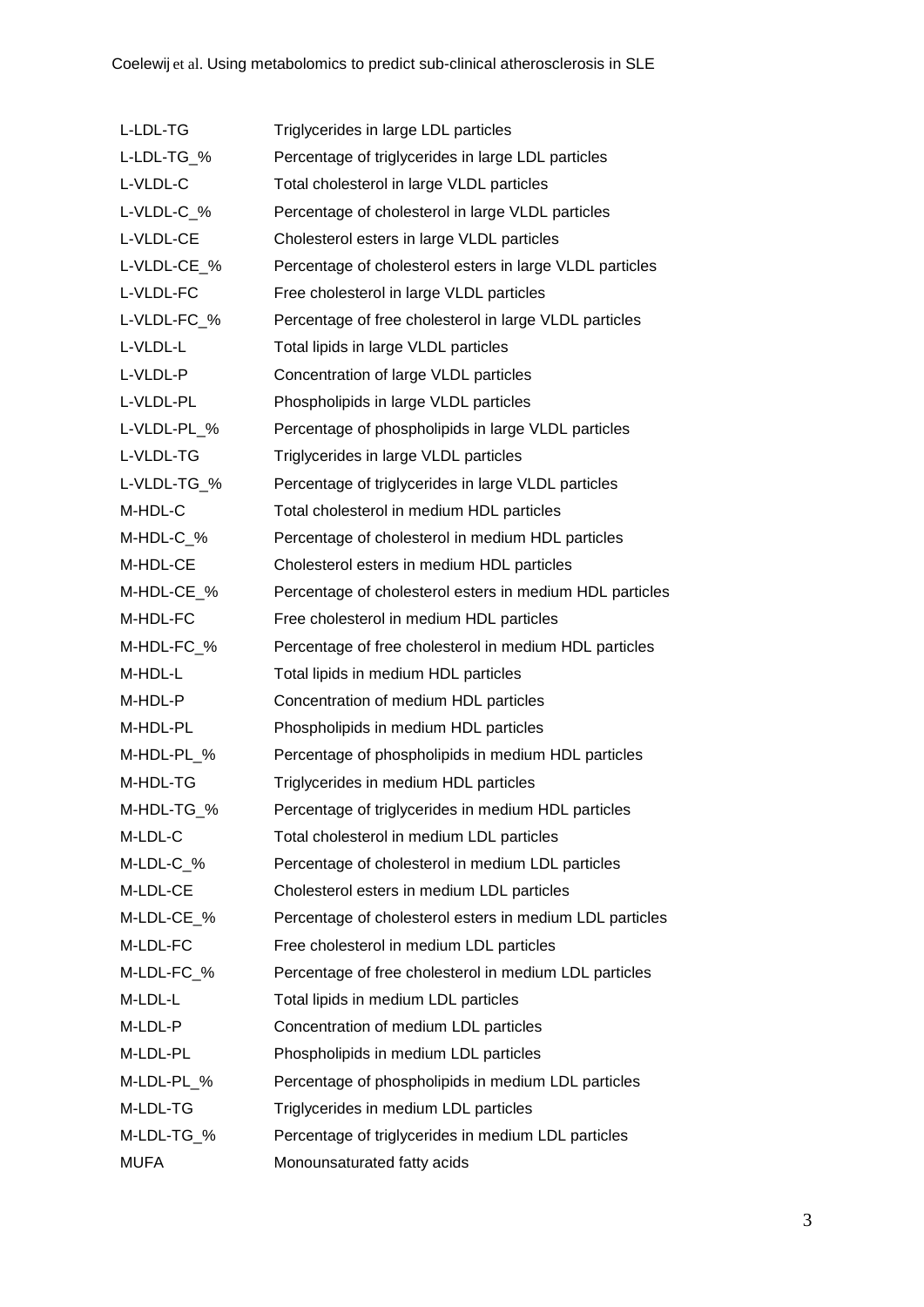| | |
|---|---|
| L-LDL-TG | Triglycerides in large LDL particles |
| L-LDL-TG_% | Percentage of triglycerides in large LDL particles |
| L-VLDL-C | Total cholesterol in large VLDL particles |
| L-VLDL-C_% | Percentage of cholesterol in large VLDL particles |
| L-VLDL-CE | Cholesterol esters in large VLDL particles |
| L-VLDL-CE_% | Percentage of cholesterol esters in large VLDL particles |
| L-VLDL-FC | Free cholesterol in large VLDL particles |
| L-VLDL-FC_% | Percentage of free cholesterol in large VLDL particles |
| L-VLDL-L | Total lipids in large VLDL particles |
| L-VLDL-P | Concentration of large VLDL particles |
| L-VLDL-PL | Phospholipids in large VLDL particles |
| L-VLDL-PL_% | Percentage of phospholipids in large VLDL particles |
| L-VLDL-TG | Triglycerides in large VLDL particles |
| L-VLDL-TG_% | Percentage of triglycerides in large VLDL particles |
| M-HDL-C | Total cholesterol in medium HDL particles |
| M-HDL-C_% | Percentage of cholesterol in medium HDL particles |
| M-HDL-CE | Cholesterol esters in medium HDL particles |
| M-HDL-CE_% | Percentage of cholesterol esters in medium HDL particles |
| M-HDL-FC | Free cholesterol in medium HDL particles |
| M-HDL-FC_% | Percentage of free cholesterol in medium HDL particles |
| M-HDL-L | Total lipids in medium HDL particles |
| M-HDL-P | Concentration of medium HDL particles |
| M-HDL-PL | Phospholipids in medium HDL particles |
| M-HDL-PL_% | Percentage of phospholipids in medium HDL particles |
| M-HDL-TG | Triglycerides in medium HDL particles |
| M-HDL-TG_% | Percentage of triglycerides in medium HDL particles |
| M-LDL-C | Total cholesterol in medium LDL particles |
| M-LDL-C_% | Percentage of cholesterol in medium LDL particles |
| M-LDL-CE | Cholesterol esters in medium LDL particles |
| M-LDL-CE_% | Percentage of cholesterol esters in medium LDL particles |
| M-LDL-FC | Free cholesterol in medium LDL particles |
| M-LDL-FC_% | Percentage of free cholesterol in medium LDL particles |
| M-LDL-L | Total lipids in medium LDL particles |
| M-LDL-P | Concentration of medium LDL particles |
| M-LDL-PL | Phospholipids in medium LDL particles |
| M-LDL-PL_% | Percentage of phospholipids in medium LDL particles |
| M-LDL-TG | Triglycerides in medium LDL particles |
| M-LDL-TG_% | Percentage of triglycerides in medium LDL particles |
| MUFA | Monounsaturated fatty acids |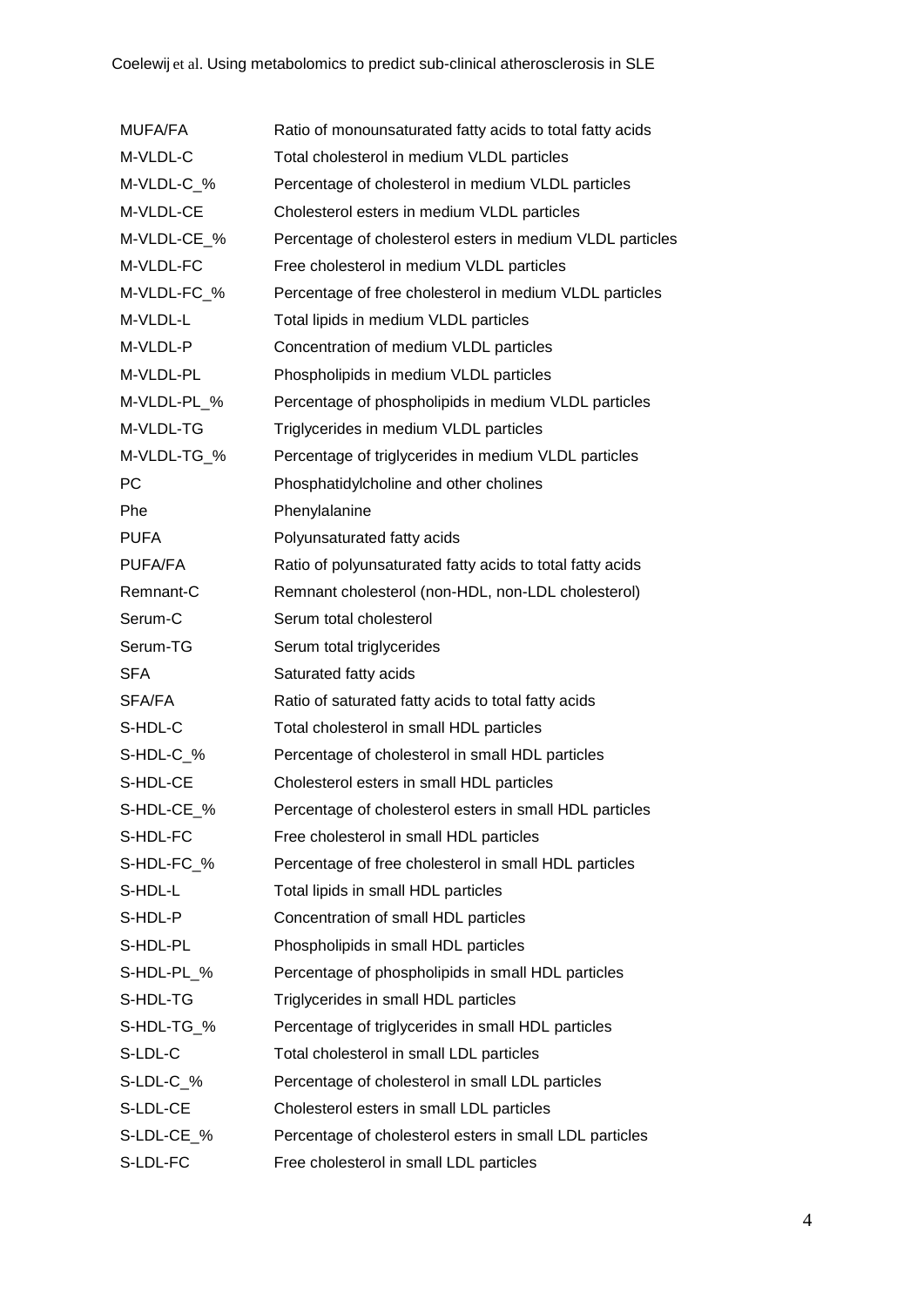| | |
|---|---|
| MUFA/FA | Ratio of monounsaturated fatty acids to total fatty acids |
| M-VLDL-C | Total cholesterol in medium VLDL particles |
| M-VLDL-C_% | Percentage of cholesterol in medium VLDL particles |
| M-VLDL-CE | Cholesterol esters in medium VLDL particles |
| M-VLDL-CE_% | Percentage of cholesterol esters in medium VLDL particles |
| M-VLDL-FC | Free cholesterol in medium VLDL particles |
| M-VLDL-FC_% | Percentage of free cholesterol in medium VLDL particles |
| M-VLDL-L | Total lipids in medium VLDL particles |
| M-VLDL-P | Concentration of medium VLDL particles |
| M-VLDL-PL | Phospholipids in medium VLDL particles |
| M-VLDL-PL_% | Percentage of phospholipids in medium VLDL particles |
| M-VLDL-TG | Triglycerides in medium VLDL particles |
| M-VLDL-TG_% | Percentage of triglycerides in medium VLDL particles |
| PC | Phosphatidylcholine and other cholines |
| Phe | Phenylalanine |
| PUFA | Polyunsaturated fatty acids |
| PUFA/FA | Ratio of polyunsaturated fatty acids to total fatty acids |
| Remnant-C | Remnant cholesterol (non-HDL, non-LDL cholesterol) |
| Serum-C | Serum total cholesterol |
| Serum-TG | Serum total triglycerides |
| SFA | Saturated fatty acids |
| SFA/FA | Ratio of saturated fatty acids to total fatty acids |
| S-HDL-C | Total cholesterol in small HDL particles |
| S-HDL-C_% | Percentage of cholesterol in small HDL particles |
| S-HDL-CE | Cholesterol esters in small HDL particles |
| S-HDL-CE_% | Percentage of cholesterol esters in small HDL particles |
| S-HDL-FC | Free cholesterol in small HDL particles |
| S-HDL-FC_% | Percentage of free cholesterol in small HDL particles |
| S-HDL-L | Total lipids in small HDL particles |
| S-HDL-P | Concentration of small HDL particles |
| S-HDL-PL | Phospholipids in small HDL particles |
| S-HDL-PL_% | Percentage of phospholipids in small HDL particles |
| S-HDL-TG | Triglycerides in small HDL particles |
| S-HDL-TG_% | Percentage of triglycerides in small HDL particles |
| S-LDL-C | Total cholesterol in small LDL particles |
| S-LDL-C_% | Percentage of cholesterol in small LDL particles |
| S-LDL-CE | Cholesterol esters in small LDL particles |
| S-LDL-CE_% | Percentage of cholesterol esters in small LDL particles |
| S-LDL-FC | Free cholesterol in small LDL particles |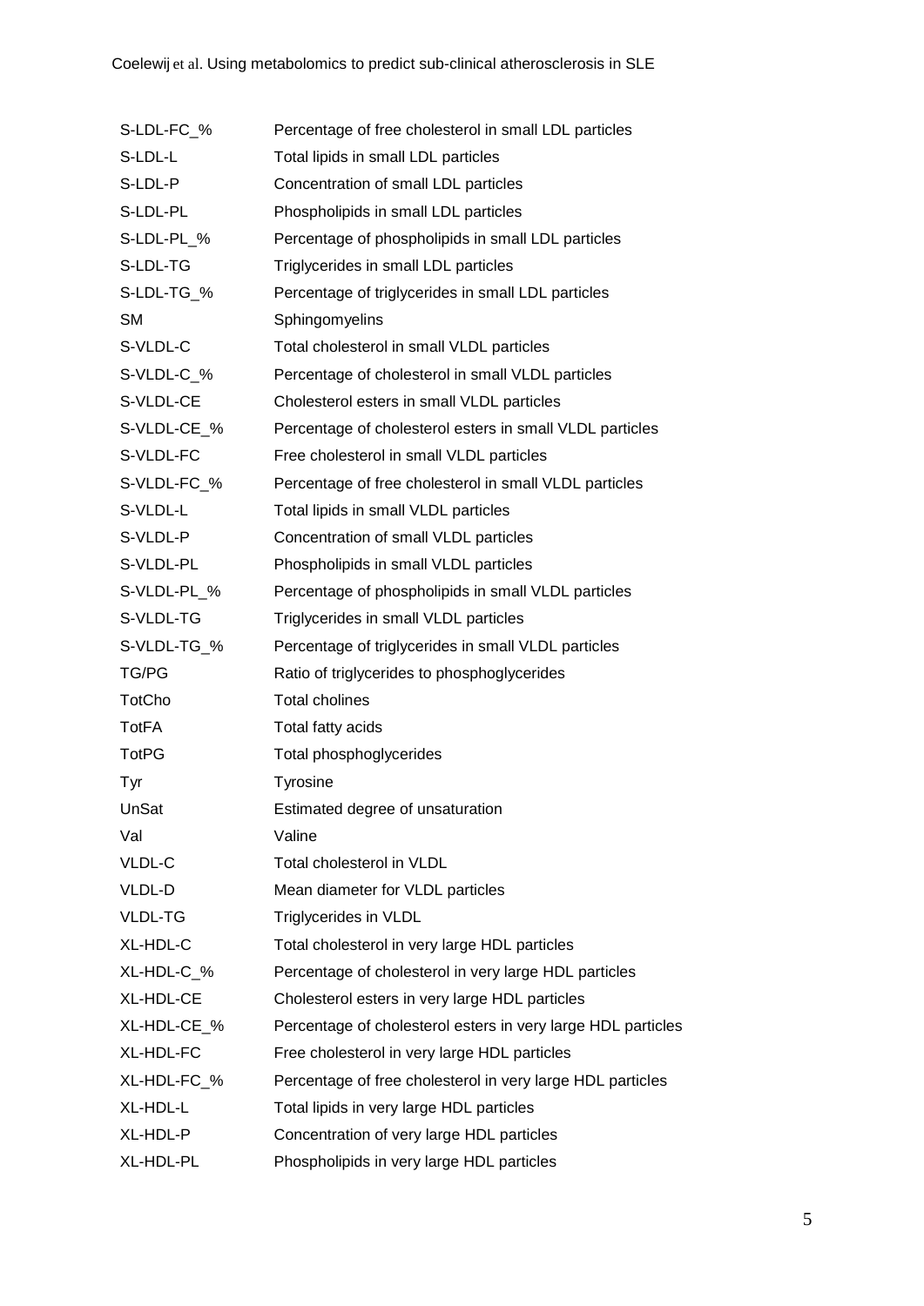| | |
|---|---|
| S-LDL-FC_% | Percentage of free cholesterol in small LDL particles |
| S-LDL-L | Total lipids in small LDL particles |
| S-LDL-P | Concentration of small LDL particles |
| S-LDL-PL | Phospholipids in small LDL particles |
| S-LDL-PL_% | Percentage of phospholipids in small LDL particles |
| S-LDL-TG | Triglycerides in small LDL particles |
| S-LDL-TG_% | Percentage of triglycerides in small LDL particles |
| SM | Sphingomyelins |
| S-VLDL-C | Total cholesterol in small VLDL particles |
| S-VLDL-C_% | Percentage of cholesterol in small VLDL particles |
| S-VLDL-CE | Cholesterol esters in small VLDL particles |
| S-VLDL-CE_% | Percentage of cholesterol esters in small VLDL particles |
| S-VLDL-FC | Free cholesterol in small VLDL particles |
| S-VLDL-FC_% | Percentage of free cholesterol in small VLDL particles |
| S-VLDL-L | Total lipids in small VLDL particles |
| S-VLDL-P | Concentration of small VLDL particles |
| S-VLDL-PL | Phospholipids in small VLDL particles |
| S-VLDL-PL_% | Percentage of phospholipids in small VLDL particles |
| S-VLDL-TG | Triglycerides in small VLDL particles |
| S-VLDL-TG_% | Percentage of triglycerides in small VLDL particles |
| TG/PG | Ratio of triglycerides to phosphoglycerides |
| TotCho | Total cholines |
| TotFA | Total fatty acids |
| TotPG | Total phosphoglycerides |
| Tyr | Tyrosine |
| UnSat | Estimated degree of unsaturation |
| Val | Valine |
| VLDL-C | Total cholesterol in VLDL |
| VLDL-D | Mean diameter for VLDL particles |
| VLDL-TG | Triglycerides in VLDL |
| XL-HDL-C | Total cholesterol in very large HDL particles |
| XL-HDL-C_% | Percentage of cholesterol in very large HDL particles |
| XL-HDL-CE | Cholesterol esters in very large HDL particles |
| XL-HDL-CE_% | Percentage of cholesterol esters in very large HDL particles |
| XL-HDL-FC | Free cholesterol in very large HDL particles |
| XL-HDL-FC_% | Percentage of free cholesterol in very large HDL particles |
| XL-HDL-L | Total lipids in very large HDL particles |
| XL-HDL-P | Concentration of very large HDL particles |
| XL-HDL-PL | Phospholipids in very large HDL particles |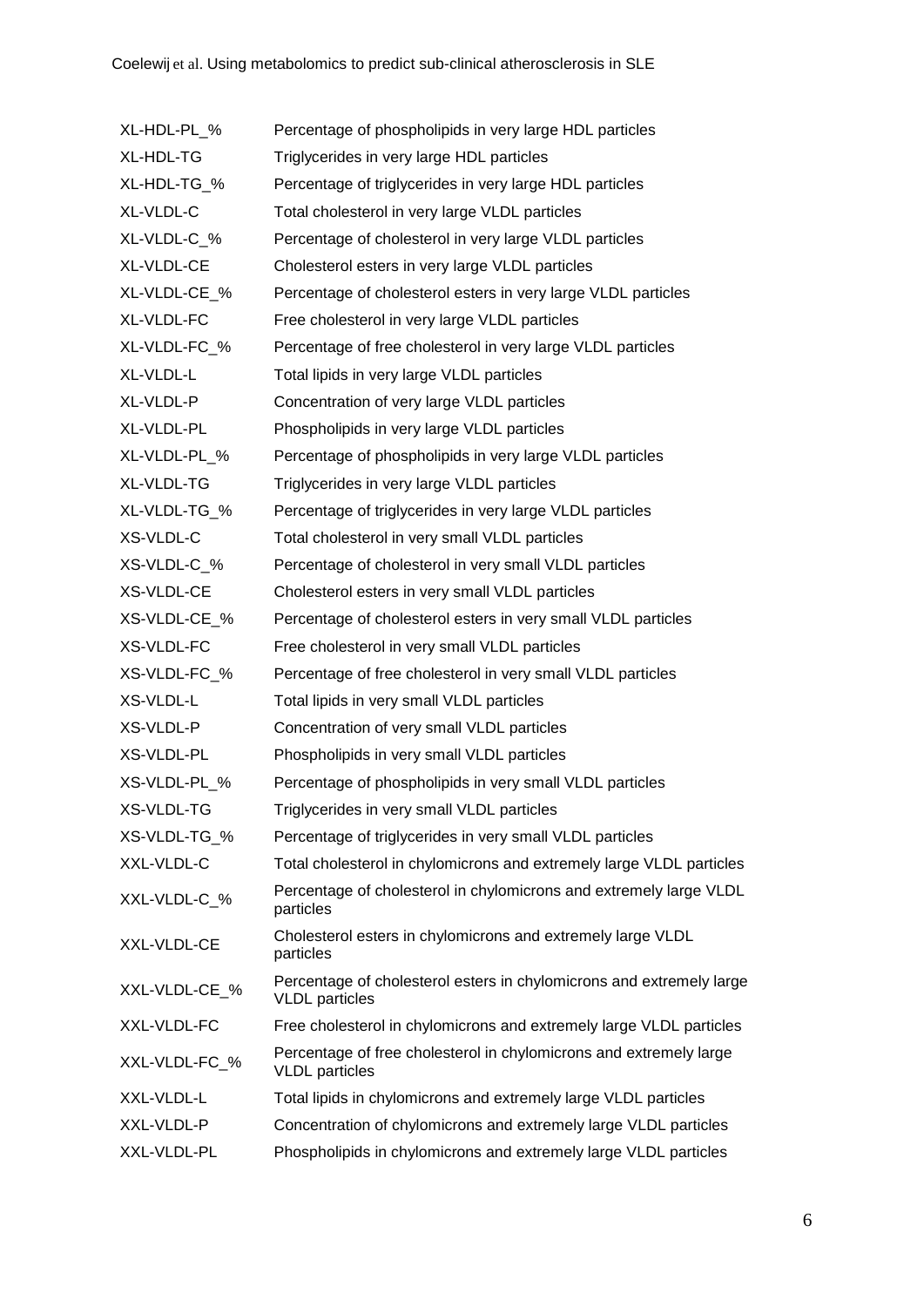| | |
|---|---|
| XL-HDL-PL_% | Percentage of phospholipids in very large HDL particles |
| XL-HDL-TG | Triglycerides in very large HDL particles |
| XL-HDL-TG_% | Percentage of triglycerides in very large HDL particles |
| XL-VLDL-C | Total cholesterol in very large VLDL particles |
| XL-VLDL-C_% | Percentage of cholesterol in very large VLDL particles |
| XL-VLDL-CE | Cholesterol esters in very large VLDL particles |
| XL-VLDL-CE_% | Percentage of cholesterol esters in very large VLDL particles |
| XL-VLDL-FC | Free cholesterol in very large VLDL particles |
| XL-VLDL-FC_% | Percentage of free cholesterol in very large VLDL particles |
| XL-VLDL-L | Total lipids in very large VLDL particles |
| XL-VLDL-P | Concentration of very large VLDL particles |
| XL-VLDL-PL | Phospholipids in very large VLDL particles |
| XL-VLDL-PL_% | Percentage of phospholipids in very large VLDL particles |
| XL-VLDL-TG | Triglycerides in very large VLDL particles |
| XL-VLDL-TG_% | Percentage of triglycerides in very large VLDL particles |
| XS-VLDL-C | Total cholesterol in very small VLDL particles |
| XS-VLDL-C_% | Percentage of cholesterol in very small VLDL particles |
| XS-VLDL-CE | Cholesterol esters in very small VLDL particles |
| XS-VLDL-CE_% | Percentage of cholesterol esters in very small VLDL particles |
| XS-VLDL-FC | Free cholesterol in very small VLDL particles |
| XS-VLDL-FC_% | Percentage of free cholesterol in very small VLDL particles |
| XS-VLDL-L | Total lipids in very small VLDL particles |
| XS-VLDL-P | Concentration of very small VLDL particles |
| XS-VLDL-PL | Phospholipids in very small VLDL particles |
| XS-VLDL-PL_% | Percentage of phospholipids in very small VLDL particles |
| XS-VLDL-TG | Triglycerides in very small VLDL particles |
| XS-VLDL-TG_% | Percentage of triglycerides in very small VLDL particles |
| XXL-VLDL-C | Total cholesterol in chylomicrons and extremely large VLDL particles |
| XXL-VLDL-C_% | Percentage of cholesterol in chylomicrons and extremely large VLDL particles |
| XXL-VLDL-CE | Cholesterol esters in chylomicrons and extremely large VLDL particles |
| XXL-VLDL-CE_% | Percentage of cholesterol esters in chylomicrons and extremely large VLDL particles |
| XXL-VLDL-FC | Free cholesterol in chylomicrons and extremely large VLDL particles |
| XXL-VLDL-FC_% | Percentage of free cholesterol in chylomicrons and extremely large VLDL particles |
| XXL-VLDL-L | Total lipids in chylomicrons and extremely large VLDL particles |
| XXL-VLDL-P | Concentration of chylomicrons and extremely large VLDL particles |
| XXL-VLDL-PL | Phospholipids in chylomicrons and extremely large VLDL particles |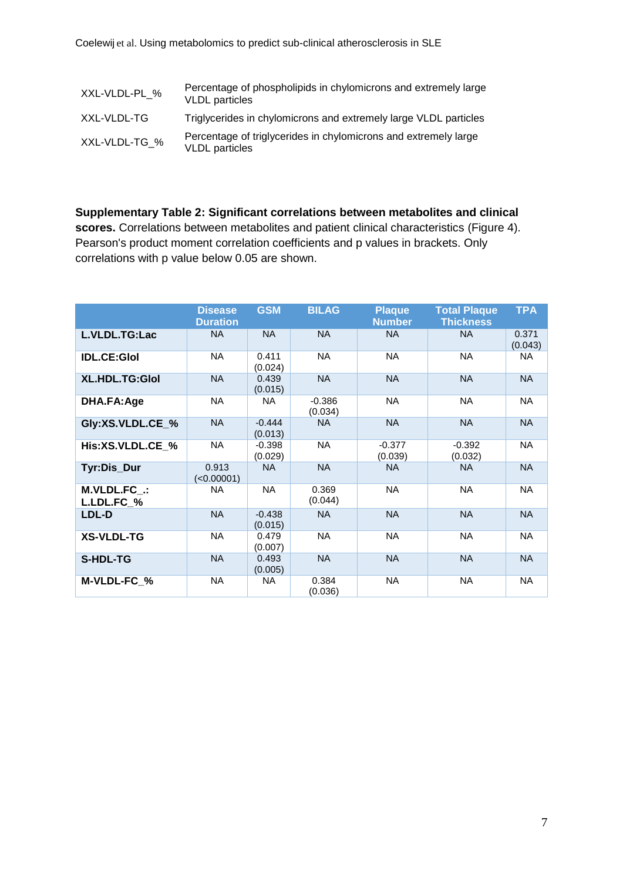| | |
|---|---|
| XXL-VLDL-PL_% | Percentage of phospholipids in chylomicrons and extremely large VLDL particles |
| XXL-VLDL-TG | Triglycerides in chylomicrons and extremely large VLDL particles |
| XXL-VLDL-TG_% | Percentage of triglycerides in chylomicrons and extremely large VLDL particles |

**Supplementary Table 2: Significant correlations between metabolites and clinical scores.** Correlations between metabolites and patient clinical characteristics (Figure 4). Pearson's product moment correlation coefficients and p values in brackets. Only correlations with p value below 0.05 are shown.

| | Disease Duration | GSM | BILAG | Plaque Number | Total Plaque Thickness | TPA |
|---|---|---|---|---|---|---|
| **L.VLDL.TG:Lac** | NA | NA | NA | NA | NA | 0.371 (0.043) |
| **IDL.CE:Glol** | NA | 0.411 (0.024) | NA | NA | NA | NA |
| **XL.HDL.TG:Glol** | NA | 0.439 (0.015) | NA | NA | NA | NA |
| **DHA.FA:Age** | NA | NA | -0.386 (0.034) | NA | NA | NA |
| **Gly:XS.VLDL.CE_%** | NA | -0.444 (0.013) | NA | NA | NA | NA |
| **His:XS.VLDL.CE_%** | NA | -0.398 (0.029) | NA | -0.377 (0.039) | -0.392 (0.032) | NA |
| **Tyr:Dis_Dur** | 0.913 (<0.00001) | NA | NA | NA | NA | NA |
| **M.VLDL.FC_.: L.LDL.FC_%** | NA | NA | 0.369 (0.044) | NA | NA | NA |
| **LDL-D** | NA | -0.438 (0.015) | NA | NA | NA | NA |
| **XS-VLDL-TG** | NA | 0.479 (0.007) | NA | NA | NA | NA |
| **S-HDL-TG** | NA | 0.493 (0.005) | NA | NA | NA | NA |
| **M-VLDL-FC_%** | NA | NA | 0.384 (0.036) | NA | NA | NA |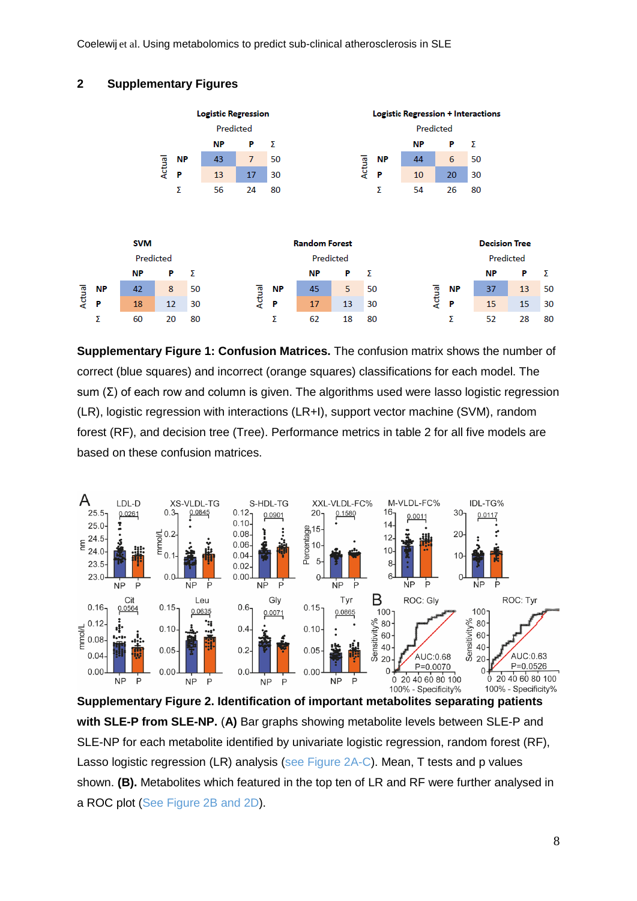## 2 Supplementary Figures

**Logistic Regression**

| Actual \ Predicted | NP | P | Σ |
|---|---|---|---|
| NP | 43 | 7 | 50 |
| P | 13 | 17 | 30 |
| Σ | 56 | 24 | 80 |

**Logistic Regression + Interactions**

| Actual \ Predicted | NP | P | Σ |
|---|---|---|---|
| NP | 44 | 6 | 50 |
| P | 10 | 20 | 30 |
| Σ | 54 | 26 | 80 |

**SVM**

| Actual \ Predicted | NP | P | Σ |
|---|---|---|---|
| NP | 42 | 8 | 50 |
| P | 18 | 12 | 30 |
| Σ | 60 | 20 | 80 |

**Random Forest**

| Actual \ Predicted | NP | P | Σ |
|---|---|---|---|
| NP | 45 | 5 | 50 |
| P | 17 | 13 | 30 |
| Σ | 62 | 18 | 80 |

**Decision Tree**

| Actual \ Predicted | NP | P | Σ |
|---|---|---|---|
| NP | 37 | 13 | 50 |
| P | 15 | 15 | 30 |
| Σ | 52 | 28 | 80 |

**Supplementary Figure 1: Confusion Matrices.** The confusion matrix shows the number of correct (blue squares) and incorrect (orange squares) classifications for each model. The sum (Σ) of each row and column is given. The algorithms used were lasso logistic regression (LR), logistic regression with interactions (LR+I), support vector machine (SVM), random forest (RF), and decision tree (Tree). Performance metrics in table 2 for all five models are based on these confusion matrices.

**Supplementary Figure 2. Identification of important metabolites separating patients with SLE-P from SLE-NP. (A)** Bar graphs showing metabolite levels between SLE-P and SLE-NP for each metabolite identified by univariate logistic regression, random forest (RF), Lasso logistic regression (LR) analysis (see Figure 2A-C). Mean, T tests and p values shown. **(B).** Metabolites which featured in the top ten of LR and RF were further analysed in a ROC plot (See Figure 2B and 2D).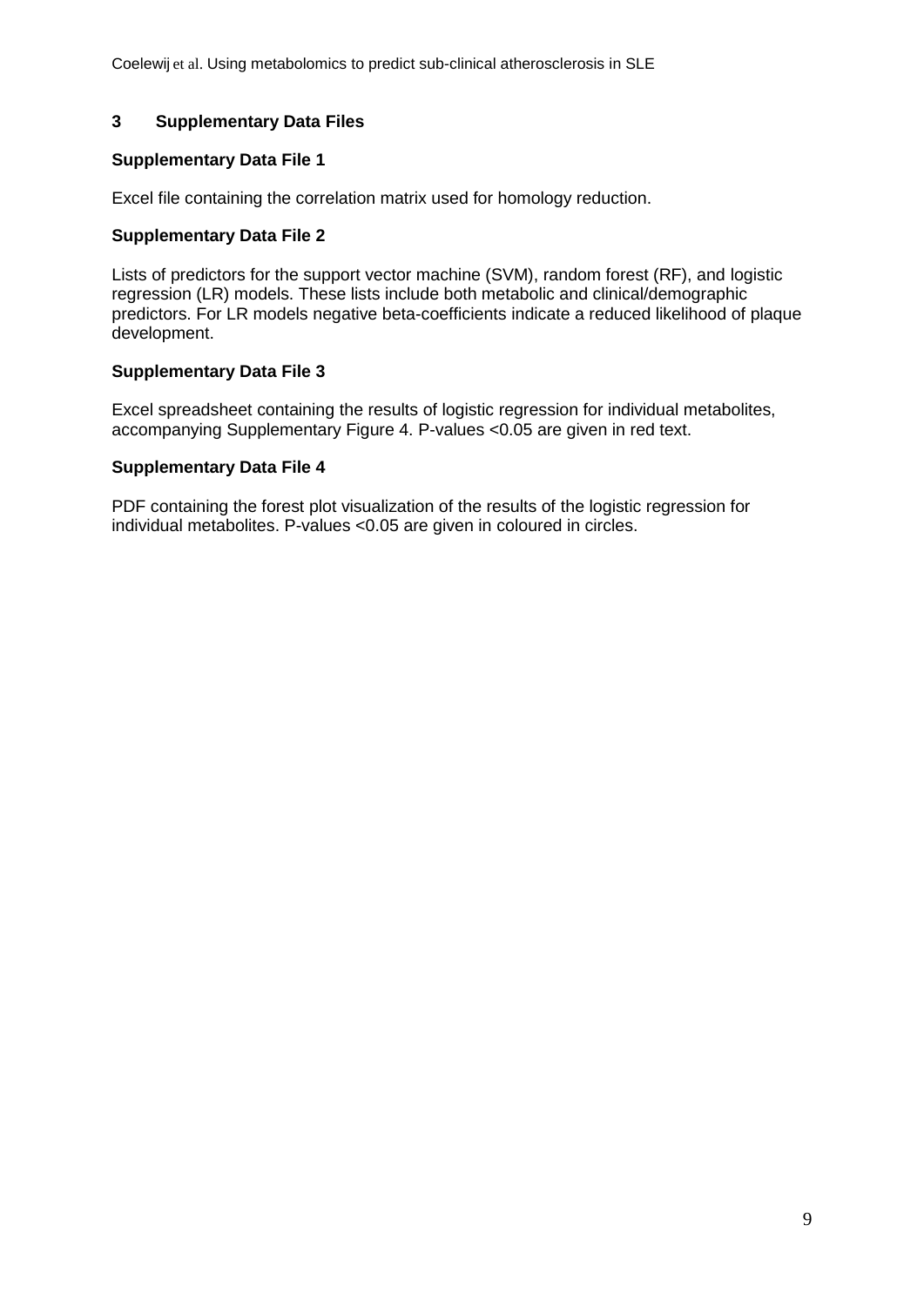# 3 Supplementary Data Files

### Supplementary Data File 1

Excel file containing the correlation matrix used for homology reduction.

### Supplementary Data File 2

Lists of predictors for the support vector machine (SVM), random forest (RF), and logistic regression (LR) models. These lists include both metabolic and clinical/demographic predictors. For LR models negative beta-coefficients indicate a reduced likelihood of plaque development.

### Supplementary Data File 3

Excel spreadsheet containing the results of logistic regression for individual metabolites, accompanying Supplementary Figure 4. P-values <0.05 are given in red text.

### Supplementary Data File 4

PDF containing the forest plot visualization of the results of the logistic regression for individual metabolites. P-values <0.05 are given in coloured in circles.